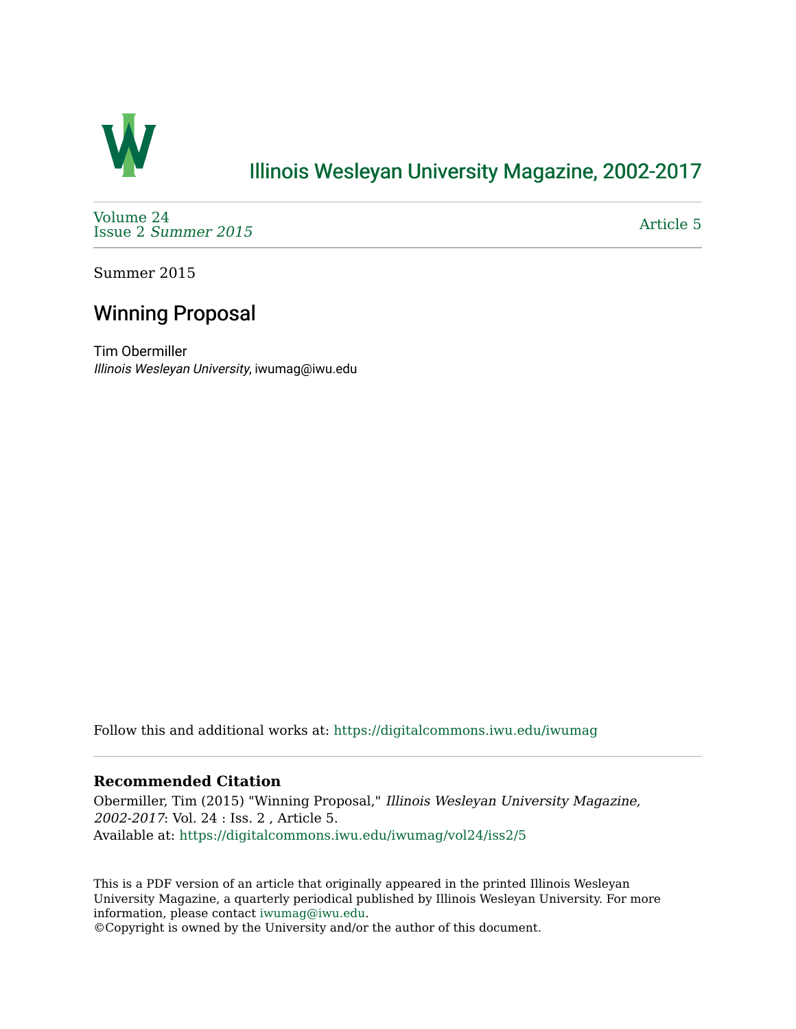# Illinois Wesleyan University Magazine, 2002-2017

Volume 24
Issue 2 *Summer 2015*

Article 5

Summer 2015

## Winning Proposal

Tim Obermiller
*Illinois Wesleyan University*, iwumag@iwu.edu

Follow this and additional works at: https://digitalcommons.iwu.edu/iwumag

### Recommended Citation

Obermiller, Tim (2015) "Winning Proposal," *Illinois Wesleyan University Magazine, 2002-2017*: Vol. 24 : Iss. 2 , Article 5.
Available at: https://digitalcommons.iwu.edu/iwumag/vol24/iss2/5

This is a PDF version of an article that originally appeared in the printed Illinois Wesleyan University Magazine, a quarterly periodical published by Illinois Wesleyan University. For more information, please contact iwumag@iwu.edu.
©Copyright is owned by the University and/or the author of this document.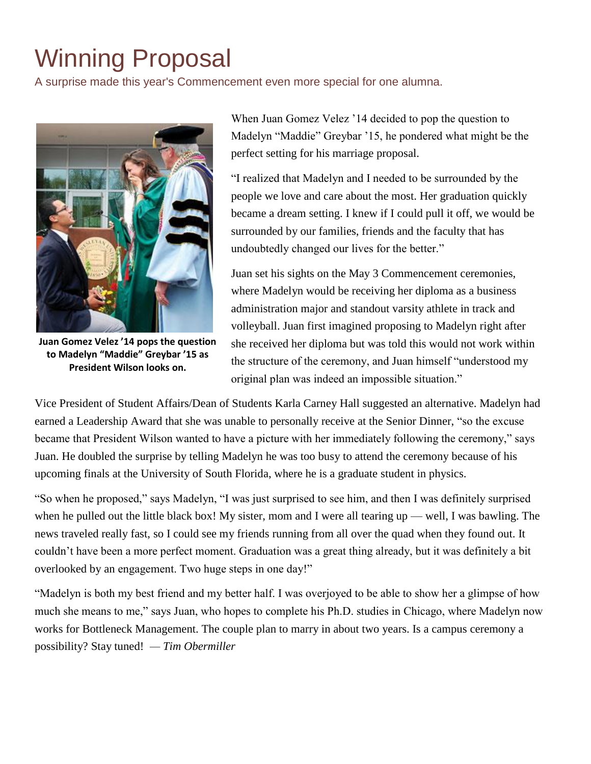# Winning Proposal

A surprise made this year's Commencement even more special for one alumna.

**Juan Gomez Velez '14 pops the question to Madelyn "Maddie" Greybar '15 as President Wilson looks on.**

When Juan Gomez Velez '14 decided to pop the question to Madelyn "Maddie" Greybar '15, he pondered what might be the perfect setting for his marriage proposal.

"I realized that Madelyn and I needed to be surrounded by the people we love and care about the most. Her graduation quickly became a dream setting. I knew if I could pull it off, we would be surrounded by our families, friends and the faculty that has undoubtedly changed our lives for the better."

Juan set his sights on the May 3 Commencement ceremonies, where Madelyn would be receiving her diploma as a business administration major and standout varsity athlete in track and volleyball. Juan first imagined proposing to Madelyn right after she received her diploma but was told this would not work within the structure of the ceremony, and Juan himself "understood my original plan was indeed an impossible situation."

Vice President of Student Affairs/Dean of Students Karla Carney Hall suggested an alternative. Madelyn had earned a Leadership Award that she was unable to personally receive at the Senior Dinner, "so the excuse became that President Wilson wanted to have a picture with her immediately following the ceremony," says Juan. He doubled the surprise by telling Madelyn he was too busy to attend the ceremony because of his upcoming finals at the University of South Florida, where he is a graduate student in physics.

"So when he proposed," says Madelyn, "I was just surprised to see him, and then I was definitely surprised when he pulled out the little black box! My sister, mom and I were all tearing up — well, I was bawling. The news traveled really fast, so I could see my friends running from all over the quad when they found out. It couldn't have been a more perfect moment. Graduation was a great thing already, but it was definitely a bit overlooked by an engagement. Two huge steps in one day!"

"Madelyn is both my best friend and my better half. I was overjoyed to be able to show her a glimpse of how much she means to me," says Juan, who hopes to complete his Ph.D. studies in Chicago, where Madelyn now works for Bottleneck Management. The couple plan to marry in about two years. Is a campus ceremony a possibility? Stay tuned! — *Tim Obermiller*